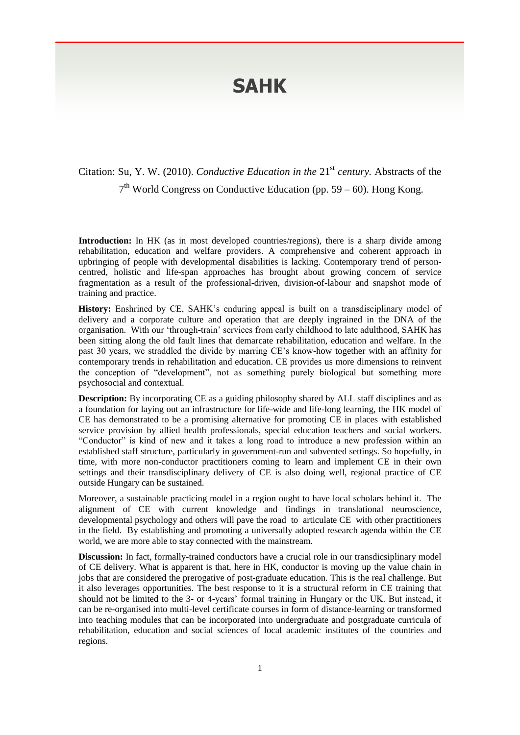# SAHK

Citation: Su, Y. W. (2010). *Conductive Education in the* 21st *century.* Abstracts of the 7th World Congress on Conductive Education (pp. 59 – 60). Hong Kong.

**Introduction:** In HK (as in most developed countries/regions), there is a sharp divide among rehabilitation, education and welfare providers. A comprehensive and coherent approach in upbringing of people with developmental disabilities is lacking. Contemporary trend of person-centred, holistic and life-span approaches has brought about growing concern of service fragmentation as a result of the professional-driven, division-of-labour and snapshot mode of training and practice.

**History:** Enshrined by CE, SAHK's enduring appeal is built on a transdisciplinary model of delivery and a corporate culture and operation that are deeply ingrained in the DNA of the organisation. With our 'through-train' services from early childhood to late adulthood, SAHK has been sitting along the old fault lines that demarcate rehabilitation, education and welfare. In the past 30 years, we straddled the divide by marring CE's know-how together with an affinity for contemporary trends in rehabilitation and education. CE provides us more dimensions to reinvent the conception of "development", not as something purely biological but something more psychosocial and contextual.

**Description:** By incorporating CE as a guiding philosophy shared by ALL staff disciplines and as a foundation for laying out an infrastructure for life-wide and life-long learning, the HK model of CE has demonstrated to be a promising alternative for promoting CE in places with established service provision by allied health professionals, special education teachers and social workers. "Conductor" is kind of new and it takes a long road to introduce a new profession within an established staff structure, particularly in government-run and subvented settings. So hopefully, in time, with more non-conductor practitioners coming to learn and implement CE in their own settings and their transdisciplinary delivery of CE is also doing well, regional practice of CE outside Hungary can be sustained.

Moreover, a sustainable practicing model in a region ought to have local scholars behind it. The alignment of CE with current knowledge and findings in translational neuroscience, developmental psychology and others will pave the road to articulate CE with other practitioners in the field. By establishing and promoting a universally adopted research agenda within the CE world, we are more able to stay connected with the mainstream.

**Discussion:** In fact, formally-trained conductors have a crucial role in our transdicsiplinary model of CE delivery. What is apparent is that, here in HK, conductor is moving up the value chain in jobs that are considered the prerogative of post-graduate education. This is the real challenge. But it also leverages opportunities. The best response to it is a structural reform in CE training that should not be limited to the 3- or 4-years' formal training in Hungary or the UK. But instead, it can be re-organised into multi-level certificate courses in form of distance-learning or transformed into teaching modules that can be incorporated into undergraduate and postgraduate curricula of rehabilitation, education and social sciences of local academic institutes of the countries and regions.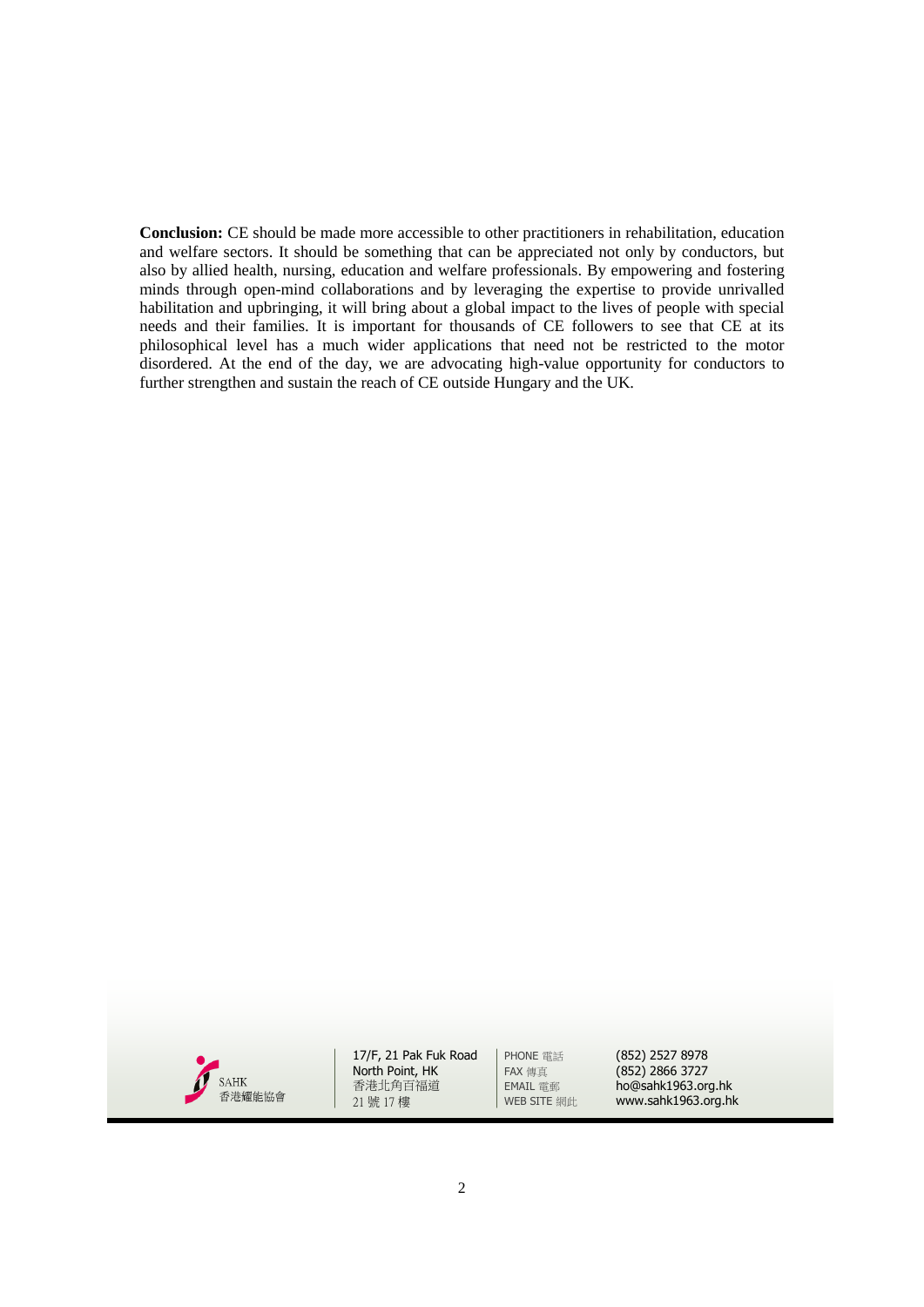**Conclusion:** CE should be made more accessible to other practitioners in rehabilitation, education and welfare sectors. It should be something that can be appreciated not only by conductors, but also by allied health, nursing, education and welfare professionals. By empowering and fostering minds through open-mind collaborations and by leveraging the expertise to provide unrivalled habilitation and upbringing, it will bring about a global impact to the lives of people with special needs and their families. It is important for thousands of CE followers to see that CE at its philosophical level has a much wider applications that need not be restricted to the motor disordered. At the end of the day, we are advocating high-value opportunity for conductors to further strengthen and sustain the reach of CE outside Hungary and the UK.